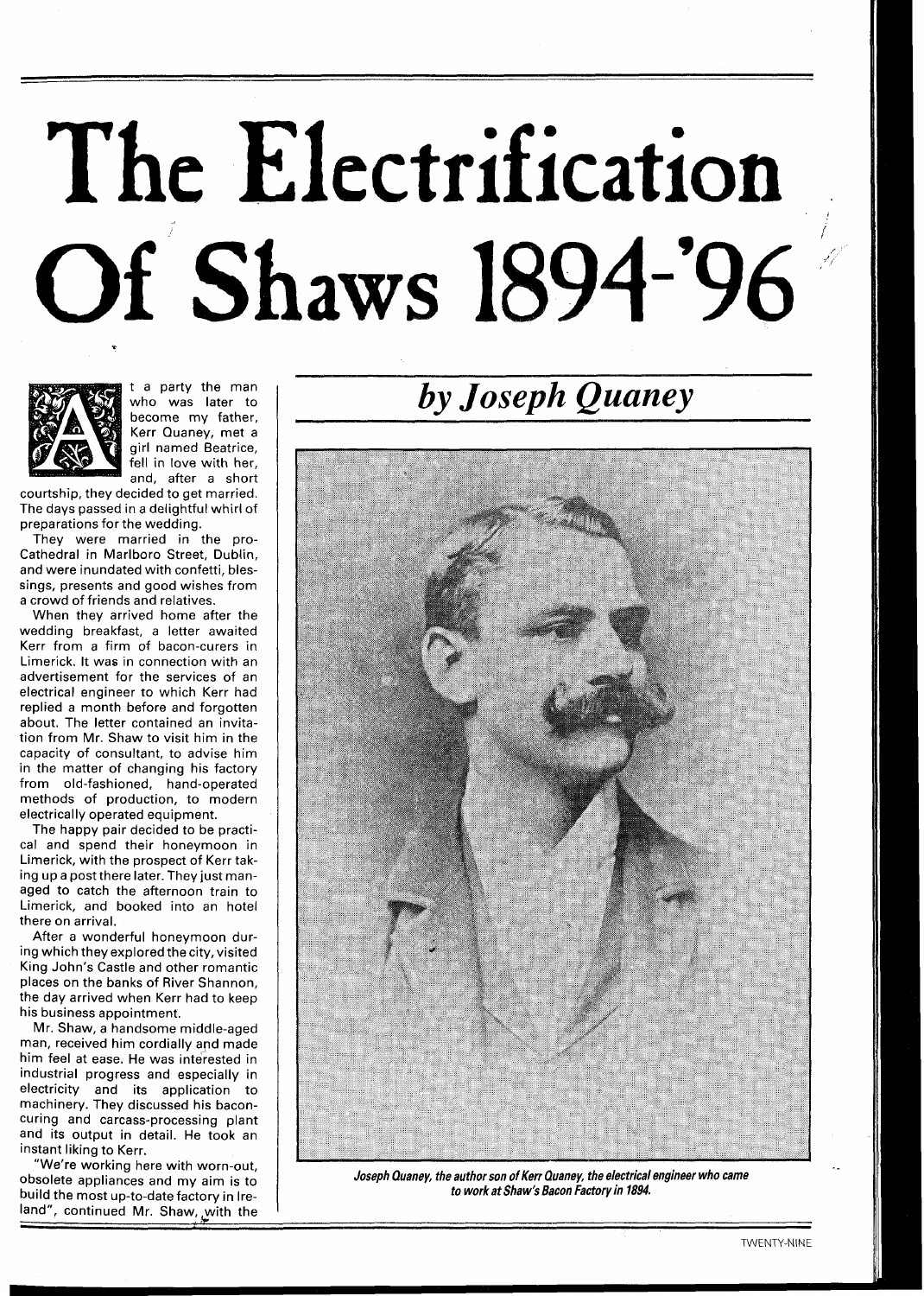# The Electrification Of Shaws 1894-'96

## *by Joseph Quaney*

At a party the man who was later to become my father, Kerr Quaney, met a girl named Beatrice, fell in love with her, and, after a short courtship, they decided to get married. The days passed in a delightful whirl of preparations for the wedding.

They were married in the pro-Cathedral in Marlboro Street, Dublin, and were inundated with confetti, blessings, presents and good wishes from a crowd of friends and relatives.

When they arrived home after the wedding breakfast, a letter awaited Kerr from a firm of bacon-curers in Limerick. It was in connection with an advertisement for the services of an electrical engineer to which Kerr had replied a month before and forgotten about. The letter contained an invitation from Mr. Shaw to visit him in the capacity of consultant, to advise him in the matter of changing his factory from old-fashioned, hand-operated methods of production, to modern electrically operated equipment.

The happy pair decided to be practical and spend their honeymoon in Limerick, with the prospect of Kerr taking up a post there later. They just managed to catch the afternoon train to Limerick, and booked into an hotel there on arrival.

After a wonderful honeymoon during which they explored the city, visited King John's Castle and other romantic places on the banks of River Shannon, the day arrived when Kerr had to keep his business appointment.

Mr. Shaw, a handsome middle-aged man, received him cordially and made him feel at ease. He was interested in industrial progress and especially in electricity and its application to machinery. They discussed his bacon-curing and carcass-processing plant and its output in detail. He took an instant liking to Kerr.

"We're working here with worn-out, obsolete appliances and my aim is to build the most up-to-date factory in Ireland", continued Mr. Shaw, with the

*Joseph Quaney, the author son of Kerr Quaney, the electrical engineer who came to work at Shaw's Bacon Factory in 1894.*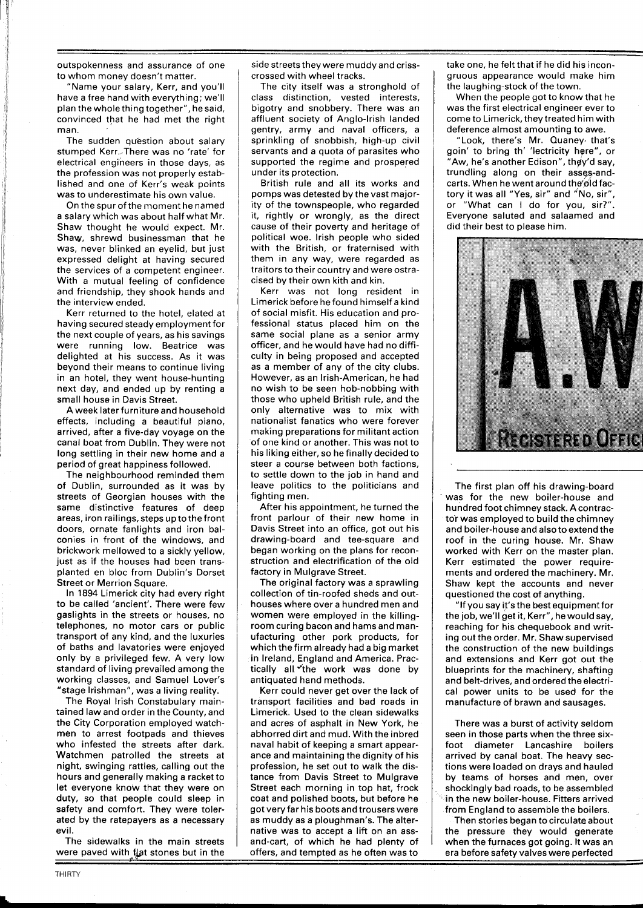outspokenness and assurance of one to whom money doesn't matter.

"Name your salary, Kerr, and you'll have a free hand with everything; we'll plan the whole thing together", he said, convinced that he had met the right man.

The sudden question about salary stumped Kerr. There was no 'rate' for electrical engineers in those days, as the profession was not properly established and one of Kerr's weak points was to underestimate his own value.

On the spur of the moment he named a salary which was about half what Mr. Shaw thought he would expect. Mr. Shaw, shrewd businessman that he was, never blinked an eyelid, but just expressed delight at having secured the services of a competent engineer. With a mutual feeling of confidence and friendship, they shook hands and the interview ended.

Kerr returned to the hotel, elated at having secured steady employment for the next couple of years, as his savings were running low. Beatrice was delighted at his success. As it was beyond their means to continue living in an hotel, they went house-hunting next day, and ended up by renting a small house in Davis Street.

A week later furniture and household effects, including a beautiful piano, arrived, after a five-day voyage on the canal boat from Dublin. They were not long settling in their new home and a period of great happiness followed.

The neighbourhood reminded them of Dublin, surrounded as it was by streets of Georgian houses with the same distinctive features of deep areas, iron railings, steps up to the front doors, ornate fanlights and iron balconies in front of the windows, and brickwork mellowed to a sickly yellow, just as if the houses had been transplanted en bloc from Dublin's Dorset Street or Merrion Square.

In 1894 Limerick city had every right to be called 'ancient'. There were few gaslights in the streets or houses, no telephones, no motor cars or public transport of any kind, and the luxuries of baths and lavatories were enjoyed only by a privileged few. A very low standard of living prevailed among the working classes, and Samuel Lover's "stage Irishman", was a living reality.

The Royal Irish Constabulary maintained law and order in the County, and the City Corporation employed watchmen to arrest footpads and thieves who infested the streets after dark. Watchmen patrolled the streets at night, swinging rattles, calling out the hours and generally making a racket to let everyone know that they were on duty, so that people could sleep in safety and comfort. They were tolerated by the ratepayers as a necessary evil.

The sidewalks in the main streets were paved with flat stones but in the side streets they were muddy and criss-crossed with wheel tracks.

The city itself was a stronghold of class distinction, vested interests, bigotry and snobbery. There was an affluent society of Anglo-Irish landed gentry, army and naval officers, a sprinkling of snobbish, high-up civil servants and a quota of parasites who supported the regime and prospered under its protection.

British rule and all its works and pomps was detested by the vast majority of the townspeople, who regarded it, rightly or wrongly, as the direct cause of their poverty and heritage of political woe. Irish people who sided with the British, or fraternised with them in any way, were regarded as traitors to their country and were ostracised by their own kith and kin.

Kerr was not long resident in Limerick before he found himself a kind of social misfit. His education and professional status placed him on the same social plane as a senior army officer, and he would have had no difficulty in being proposed and accepted as a member of any of the city clubs. However, as an Irish-American, he had no wish to be seen hob-nobbing with those who upheld British rule, and the only alternative was to mix with nationalist fanatics who were forever making preparations for militant action of one kind or another. This was not to his liking either, so he finally decided to steer a course between both factions, to settle down to the job in hand and leave politics to the politicians and fighting men.

After his appointment, he turned the front parlour of their new home in Davis Street into an office, got out his drawing-board and tee-square and began working on the plans for reconstruction and electrification of the old factory in Mulgrave Street.

The original factory was a sprawling collection of tin-roofed sheds and outhouses where over a hundred men and women were employed in the killing-room curing bacon and hams and manufacturing other pork products, for which the firm already had a big market in Ireland, England and America. Practically all the work was done by antiquated hand methods.

Kerr could never get over the lack of transport facilities and bad roads in Limerick. Used to the clean sidewalks and acres of asphalt in New York, he abhorred dirt and mud. With the inbred naval habit of keeping a smart appearance and maintaining the dignity of his profession, he set out to walk the distance from Davis Street to Mulgrave Street each morning in top hat, frock coat and polished boots, but before he got very far his boots and trousers were as muddy as a ploughman's. The alternative was to accept a lift on an ass-and-cart, of which he had plenty of offers, and tempted as he often was to take one, he felt that if he did his incongruous appearance would make him the laughing-stock of the town.

When the people got to know that he was the first electrical engineer ever to come to Limerick, they treated him with deference almost amounting to awe.

"Look, there's Mr. Quaney, that's goin' to bring th' 'lectricity here", or "Aw, he's another Edison", they'd say, trundling along on their asses-and-carts. When he went around the old factory it was all "Yes, sir" and "No, sir", or "What can I do for you, sir?". Everyone saluted and salaamed and did their best to please him.

The first plan off his drawing-board was for the new boiler-house and hundred foot chimney stack. A contractor was employed to build the chimney and boiler-house and also to extend the roof in the curing house. Mr. Shaw worked with Kerr on the master plan. Kerr estimated the power requirements and ordered the machinery. Mr. Shaw kept the accounts and never questioned the cost of anything.

"If you say it's the best equipment for the job, we'll get it, Kerr", he would say, reaching for his chequebook and writing out the order. Mr. Shaw supervised the construction of the new buildings and extensions and Kerr got out the blueprints for the machinery, shafting and belt-drives, and ordered the electrical power units to be used for the manufacture of brawn and sausages.

There was a burst of activity seldom seen in those parts when the three six-foot diameter Lancashire boilers arrived by canal boat. The heavy sections were loaded on drays and hauled by teams of horses and men, over shockingly bad roads, to be assembled in the new boiler-house. Fitters arrived from England to assemble the boilers.

Then stories began to circulate about the pressure they would generate when the furnaces got going. It was an era before safety valves were perfected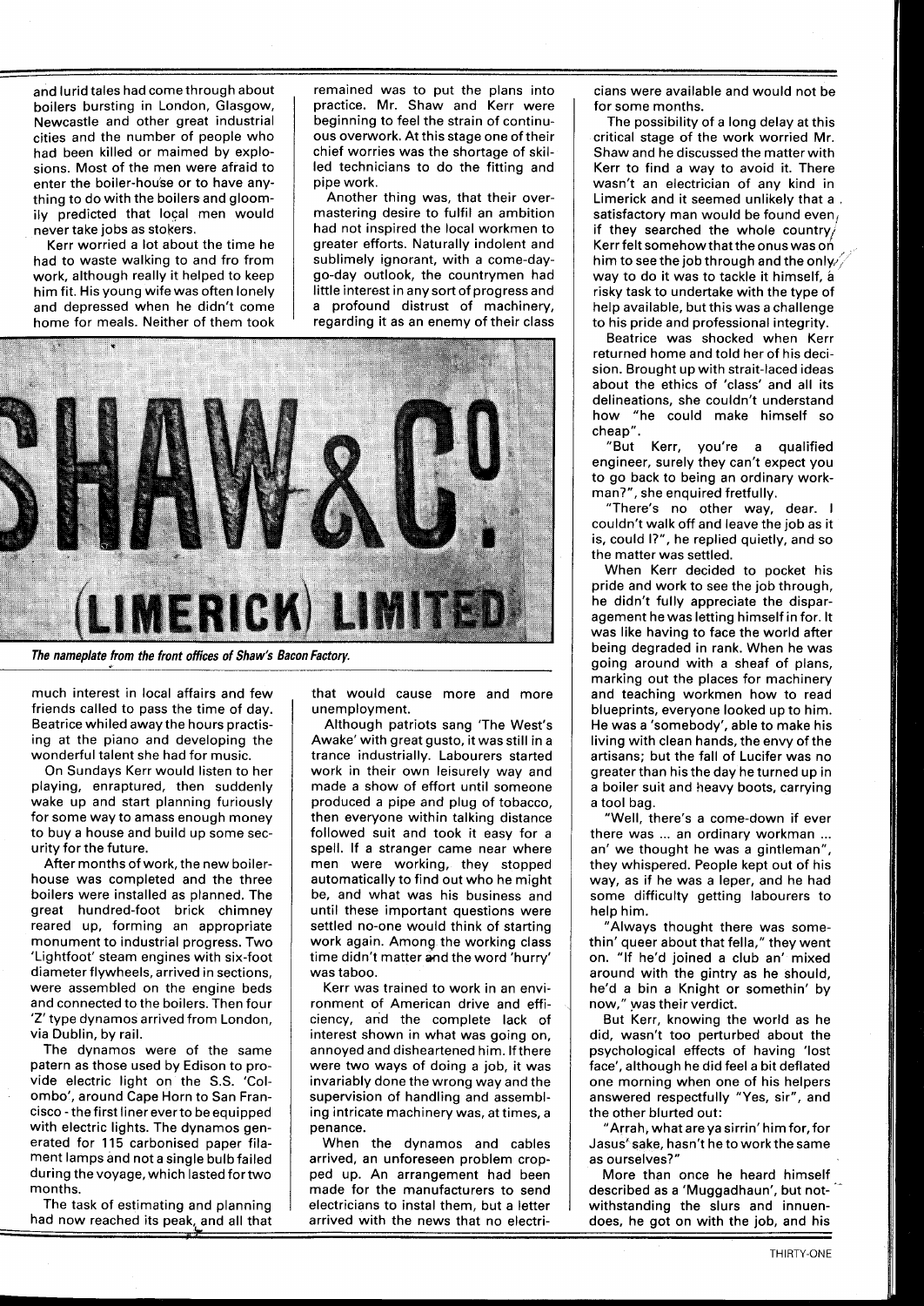and lurid tales had come through about boilers bursting in London, Glasgow, Newcastle and other great industrial cities and the number of people who had been killed or maimed by explosions. Most of the men were afraid to enter the boiler-house or to have anything to do with the boilers and gloomily predicted that local men would never take jobs as stokers.

Kerr worried a lot about the time he had to waste walking to and fro from work, although really it helped to keep him fit. His young wife was often lonely and depressed when he didn't come home for meals. Neither of them took much interest in local affairs and few friends called to pass the time of day. Beatrice whiled away the hours practising at the piano and developing the wonderful talent she had for music.

On Sundays Kerr would listen to her playing, enraptured, then suddenly wake up and start planning furiously for some way to amass enough money to buy a house and build up some security for the future.

After months of work, the new boiler-house was completed and the three boilers were installed as planned. The great hundred-foot brick chimney reared up, forming an appropriate monument to industrial progress. Two 'Lightfoot' steam engines with six-foot diameter flywheels, arrived in sections, were assembled on the engine beds and connected to the boilers. Then four 'Z' type dynamos arrived from London, via Dublin, by rail.

The dynamos were of the same patern as those used by Edison to provide electric light on the S.S. 'Colombo', around Cape Horn to San Francisco - the first liner ever to be equipped with electric lights. The dynamos generated for 115 carbonised paper filament lamps and not a single bulb failed during the voyage, which lasted for two months.

The task of estimating and planning had now reached its peak, and all that remained was to put the plans into practice. Mr. Shaw and Kerr were beginning to feel the strain of continuous overwork. At this stage one of their chief worries was the shortage of skilled technicians to do the fitting and pipe work.

Another thing was, that their overmastering desire to fulfil an ambition had not inspired the local workmen to greater efforts. Naturally indolent and sublimely ignorant, with a come-day-go-day outlook, the countrymen had little interest in any sort of progress and a profound distrust of machinery, regarding it as an enemy of their class that would cause more and more unemployment.

Although patriots sang 'The West's Awake' with great gusto, it was still in a trance industrially. Labourers started work in their own leisurely way and made a show of effort until someone produced a pipe and plug of tobacco, then everyone within talking distance followed suit and took it easy for a spell. If a stranger came near where men were working, they stopped automatically to find out who he might be, and what was his business and until these important questions were settled no-one would think of starting work again. Among the working class time didn't matter and the word 'hurry' was taboo.

Kerr was trained to work in an environment of American drive and efficiency, and the complete lack of interest shown in what was going on, annoyed and disheartened him. If there were two ways of doing a job, it was invariably done the wrong way and the supervision of handling and assembling intricate machinery was, at times, a penance.

When the dynamos and cables arrived, an unforeseen problem cropped up. An arrangement had been made for the manufacturers to send electricians to instal them, but a letter arrived with the news that no electricians were available and would not be for some months.

The possibility of a long delay at this critical stage of the work worried Mr. Shaw and he discussed the matter with Kerr to find a way to avoid it. There wasn't an electrician of any kind in Limerick and it seemed unlikely that a satisfactory man would be found even, if they searched the whole country. Kerr felt somehow that the onus was on him to see the job through and the only way to do it was to tackle it himself, a risky task to undertake with the type of help available, but this was a challenge to his pride and professional integrity.

Beatrice was shocked when Kerr returned home and told her of his decision. Brought up with strait-laced ideas about the ethics of 'class' and all its delineations, she couldn't understand how "he could make himself so cheap".

"But Kerr, you're a qualified engineer, surely they can't expect you to go back to being an ordinary workman?", she enquired fretfully.

"There's no other way, dear. I couldn't walk off and leave the job as it is, could I?", he replied quietly, and so the matter was settled.

When Kerr decided to pocket his pride and work to see the job through, he didn't fully appreciate the disparagement he was letting himself in for. It was like having to face the world after being degraded in rank. When he was going around with a sheaf of plans, marking out the places for machinery and teaching workmen how to read blueprints, everyone looked up to him. He was a 'somebody', able to make his living with clean hands, the envy of the artisans; but the fall of Lucifer was no greater than his the day he turned up in a boiler suit and heavy boots, carrying a tool bag.

"Well, there's a come-down if ever there was ... an ordinary workman ... an' we thought he was a gintleman", they whispered. People kept out of his way, as if he was a leper, and he had some difficulty getting labourers to help him.

"Always thought there was somethin' queer about that fella," they went on. "If he'd joined a club an' mixed around with the gintry as he should, he'd a bin a Knight or somethin' by now," was their verdict.

But Kerr, knowing the world as he did, wasn't too perturbed about the psychological effects of having 'lost face', although he did feel a bit deflated one morning when one of his helpers answered respectfully "Yes, sir", and the other blurted out:

"Arrah, what are ya sirrin' him for, for Jasus' sake, hasn't he to work the same as ourselves?"

More than once he heard himself described as a 'Muggadhaun', but notwithstanding the slurs and innuendoes, he got on with the job, and his

SHAW & CO. (LIMERICK) LIMITED

*The nameplate from the front offices of Shaw's Bacon Factory.*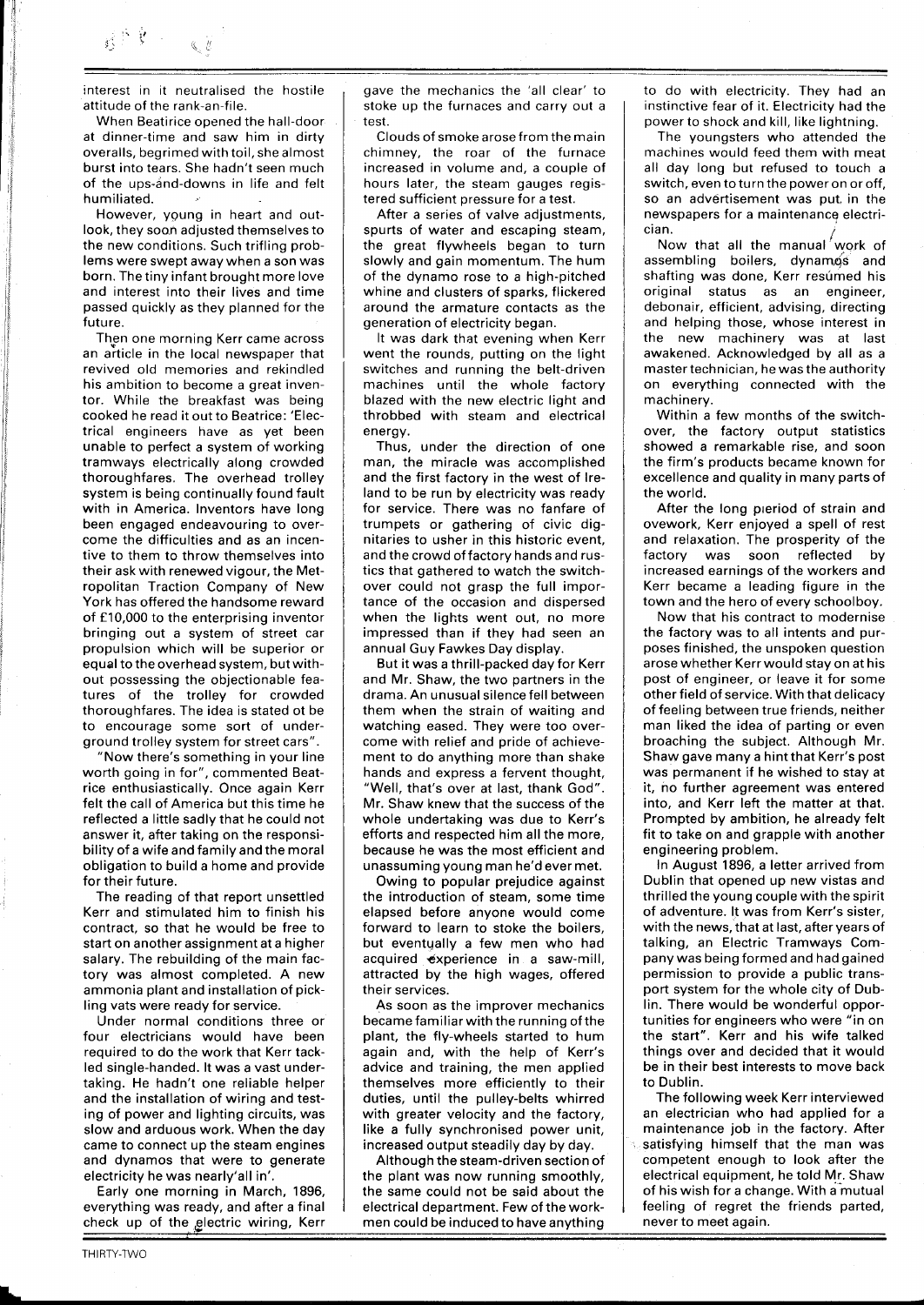interest in it neutralised the hostile attitude of the rank-an-file.

When Beatirice opened the hall-door at dinner-time and saw him in dirty overalls, begrimed with toil, she almost burst into tears. She hadn't seen much of the ups-and-downs in life and felt humiliated.

However, young in heart and outlook, they soon adjusted themselves to the new conditions. Such trifling problems were swept away when a son was born. The tiny infant brought more love and interest into their lives and time passed quickly as they planned for the future.

Then one morning Kerr came across an article in the local newspaper that revived old memories and rekindled his ambition to become a great inventor. While the breakfast was being cooked he read it out to Beatrice: 'Electrical engineers have as yet been unable to perfect a system of working tramways electrically along crowded thoroughfares. The overhead trolley system is being continually found fault with in America. Inventors have long been engaged endeavouring to overcome the difficulties and as an incentive to them to throw themselves into their ask with renewed vigour, the Metropolitan Traction Company of New York has offered the handsome reward of £10,000 to the enterprising inventor bringing out a system of street car propulsion which will be superior or equal to the overhead system, but without possessing the objectionable features of the trolley for crowded thoroughfares. The idea is stated ot be to encourage some sort of underground trolley system for street cars".

"Now there's something in your line worth going in for", commented Beatrice enthusiastically. Once again Kerr felt the call of America but this time he reflected a little sadly that he could not answer it, after taking on the responsibility of a wife and family and the moral obligation to build a home and provide for their future.

The reading of that report unsettled Kerr and stimulated him to finish his contract, so that he would be free to start on another assignment at a higher salary. The rebuilding of the main factory was almost completed. A new ammonia plant and installation of pickling vats were ready for service.

Under normal conditions three or four electricians would have been required to do the work that Kerr tackled single-handed. It was a vast undertaking. He hadn't one reliable helper and the installation of wiring and testing of power and lighting circuits, was slow and arduous work. When the day came to connect up the steam engines and dynamos that were to generate electricity he was nearly'all in'.

Early one morning in March, 1896, everything was ready, and after a final check up of the electric wiring, Kerr gave the mechanics the 'all clear' to stoke up the furnaces and carry out a test.

Clouds of smoke arose from the main chimney, the roar of the furnace increased in volume and, a couple of hours later, the steam gauges registered sufficient pressure for a test.

After a series of valve adjustments, spurts of water and escaping steam, the great flywheels began to turn slowly and gain momentum. The hum of the dynamo rose to a high-pitched whine and clusters of sparks, flickered around the armature contacts as the generation of electricity began.

It was dark that evening when Kerr went the rounds, putting on the light switches and running the belt-driven machines until the whole factory blazed with the new electric light and throbbed with steam and electrical energy.

Thus, under the direction of one man, the miracle was accomplished and the first factory in the west of Ireland to be run by electricity was ready for service. There was no fanfare of trumpets or gathering of civic dignitaries to usher in this historic event, and the crowd of factory hands and rustics that gathered to watch the switchover could not grasp the full importance of the occasion and dispersed when the lights went out, no more impressed than if they had seen an annual Guy Fawkes Day display.

But it was a thrill-packed day for Kerr and Mr. Shaw, the two partners in the drama. An unusual silence fell between them when the strain of waiting and watching eased. They were too overcome with relief and pride of achievement to do anything more than shake hands and express a fervent thought, "Well, that's over at last, thank God". Mr. Shaw knew that the success of the whole undertaking was due to Kerr's efforts and respected him all the more, because he was the most efficient and unassuming young man he'd ever met.

Owing to popular prejudice against the introduction of steam, some time elapsed before anyone would come forward to learn to stoke the boilers, but eventually a few men who had acquired experience in a saw-mill, attracted by the high wages, offered their services.

As soon as the improver mechanics became familiar with the running of the plant, the fly-wheels started to hum again and, with the help of Kerr's advice and training, the men applied themselves more efficiently to their duties, until the pulley-belts whirred with greater velocity and the factory, like a fully synchronised power unit, increased output steadily day by day.

Although the steam-driven section of the plant was now running smoothly, the same could not be said about the electrical department. Few of the workmen could be induced to have anything to do with electricity. They had an instinctive fear of it. Electricity had the power to shock and kill, like lightning.

The youngsters who attended the machines would feed them with meat all day long but refused to touch a switch, even to turn the power on or off, so an advertisement was put in the newspapers for a maintenance electrician.

Now that all the manual work of assembling boilers, dynamos and shafting was done, Kerr resumed his original status as an engineer, debonair, efficient, advising, directing and helping those, whose interest in the new machinery was at last awakened. Acknowledged by all as a master technician, he was the authority on everything connected with the machinery.

Within a few months of the switchover, the factory output statistics showed a remarkable rise, and soon the firm's products became known for excellence and quality in many parts of the world.

After the long period of strain and ovework, Kerr enjoyed a spell of rest and relaxation. The prosperity of the factory was soon reflected by increased earnings of the workers and Kerr became a leading figure in the town and the hero of every schoolboy.

Now that his contract to modernise the factory was to all intents and purposes finished, the unspoken question arose whether Kerr would stay on at his post of engineer, or leave it for some other field of service. With that delicacy of feeling between true friends, neither man liked the idea of parting or even broaching the subject. Although Mr. Shaw gave many a hint that Kerr's post was permanent if he wished to stay at it, no further agreement was entered into, and Kerr left the matter at that. Prompted by ambition, he already felt fit to take on and grapple with another engineering problem.

In August 1896, a letter arrived from Dublin that opened up new vistas and thrilled the young couple with the spirit of adventure. It was from Kerr's sister, with the news, that at last, after years of talking, an Electric Tramways Company was being formed and had gained permission to provide a public transport system for the whole city of Dublin. There would be wonderful opportunities for engineers who were "in on the start". Kerr and his wife talked things over and decided that it would be in their best interests to move back to Dublin.

The following week Kerr interviewed an electrician who had applied for a maintenance job in the factory. After satisfying himself that the man was competent enough to look after the electrical equipment, he told Mr. Shaw of his wish for a change. With a mutual feeling of regret the friends parted, never to meet again.